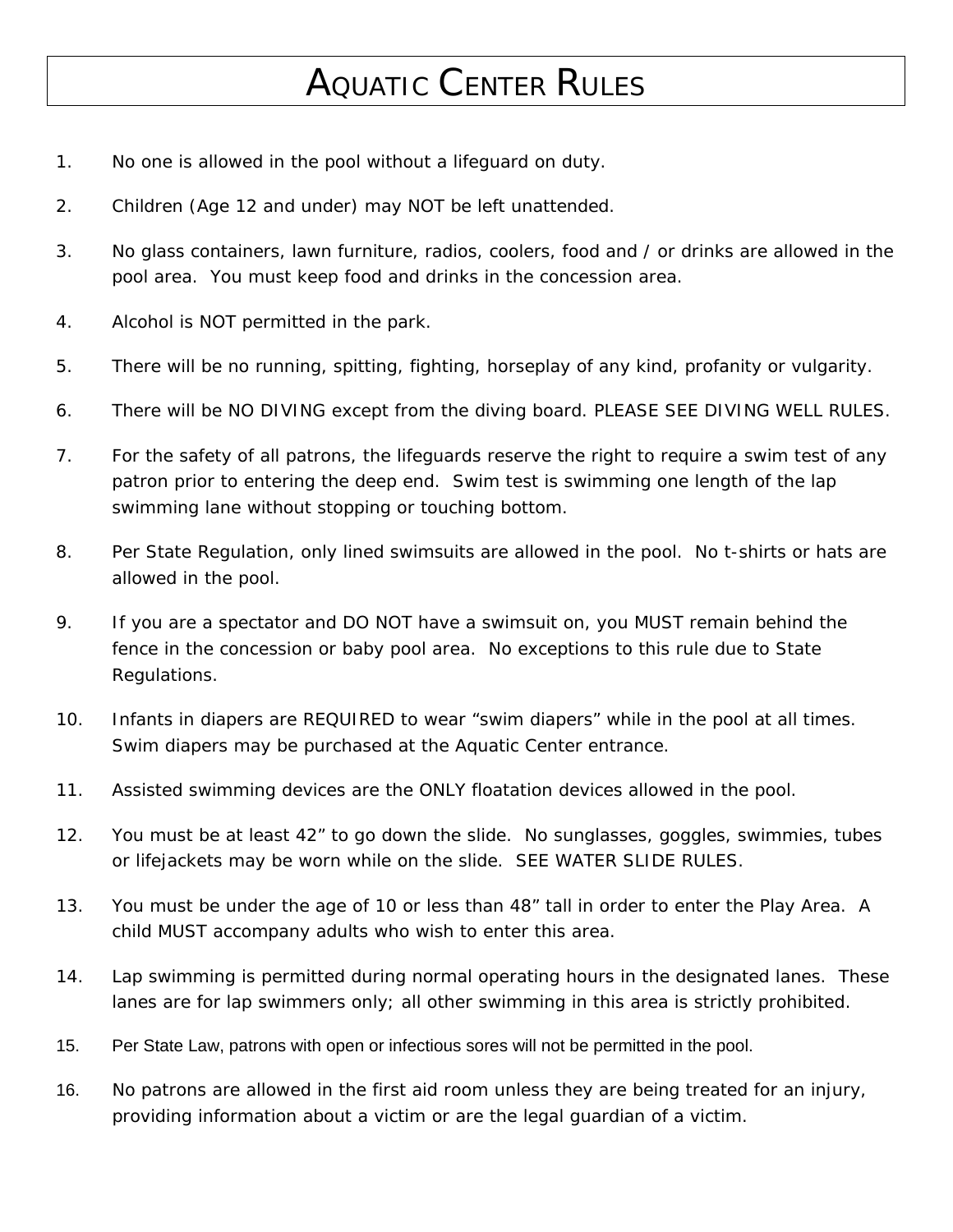# AQUATIC CENTER RULES

1. No one is allowed in the pool without a lifeguard on duty.
2. Children (Age 12 and under) may NOT be left unattended.
3. No glass containers, lawn furniture, radios, coolers, food and / or drinks are allowed in the pool area. You must keep food and drinks in the concession area.
4. Alcohol is NOT permitted in the park.
5. There will be no running, spitting, fighting, horseplay of any kind, profanity or vulgarity.
6. There will be NO DIVING except from the diving board. PLEASE SEE DIVING WELL RULES.
7. For the safety of all patrons, the lifeguards reserve the right to require a swim test of any patron prior to entering the deep end. Swim test is swimming one length of the lap swimming lane without stopping or touching bottom.
8. Per State Regulation, only lined swimsuits are allowed in the pool. No t-shirts or hats are allowed in the pool.
9. If you are a spectator and DO NOT have a swimsuit on, you MUST remain behind the fence in the concession or baby pool area. No exceptions to this rule due to State Regulations.
10. Infants in diapers are REQUIRED to wear "swim diapers" while in the pool at all times. Swim diapers may be purchased at the Aquatic Center entrance.
11. Assisted swimming devices are the ONLY floatation devices allowed in the pool.
12. You must be at least 42" to go down the slide. No sunglasses, goggles, swimmies, tubes or lifejackets may be worn while on the slide. SEE WATER SLIDE RULES.
13. You must be under the age of 10 or less than 48" tall in order to enter the Play Area. A child MUST accompany adults who wish to enter this area.
14. Lap swimming is permitted during normal operating hours in the designated lanes. These lanes are for lap swimmers only; all other swimming in this area is strictly prohibited.
15. Per State Law, patrons with open or infectious sores will not be permitted in the pool.
16. No patrons are allowed in the first aid room unless they are being treated for an injury, providing information about a victim or are the legal guardian of a victim.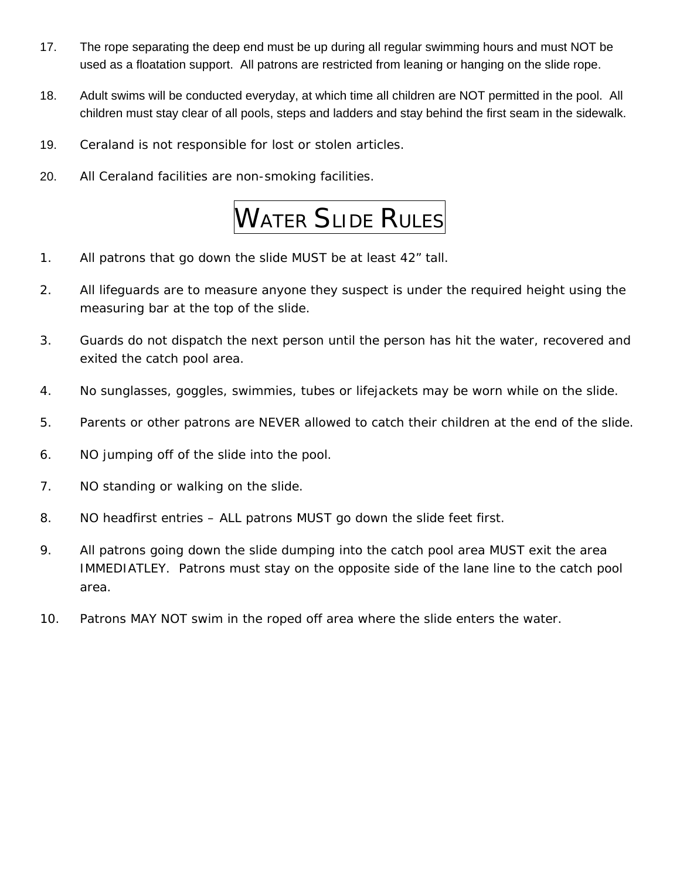17. The rope separating the deep end must be up during all regular swimming hours and must NOT be used as a floatation support. All patrons are restricted from leaning or hanging on the slide rope.

18. Adult swims will be conducted everyday, at which time all children are NOT permitted in the pool. All children must stay clear of all pools, steps and ladders and stay behind the first seam in the sidewalk.

19. Ceraland is not responsible for lost or stolen articles.

20. All Ceraland facilities are non-smoking facilities.

# WATER SLIDE RULES

1. All patrons that go down the slide MUST be at least 42" tall.

2. All lifeguards are to measure anyone they suspect is under the required height using the measuring bar at the top of the slide.

3. Guards do not dispatch the next person until the person has hit the water, recovered and exited the catch pool area.

4. No sunglasses, goggles, swimmies, tubes or lifejackets may be worn while on the slide.

5. Parents or other patrons are NEVER allowed to catch their children at the end of the slide.

6. NO jumping off of the slide into the pool.

7. NO standing or walking on the slide.

8. NO headfirst entries – ALL patrons MUST go down the slide feet first.

9. All patrons going down the slide dumping into the catch pool area MUST exit the area IMMEDIATLEY. Patrons must stay on the opposite side of the lane line to the catch pool area.

10. Patrons MAY NOT swim in the roped off area where the slide enters the water.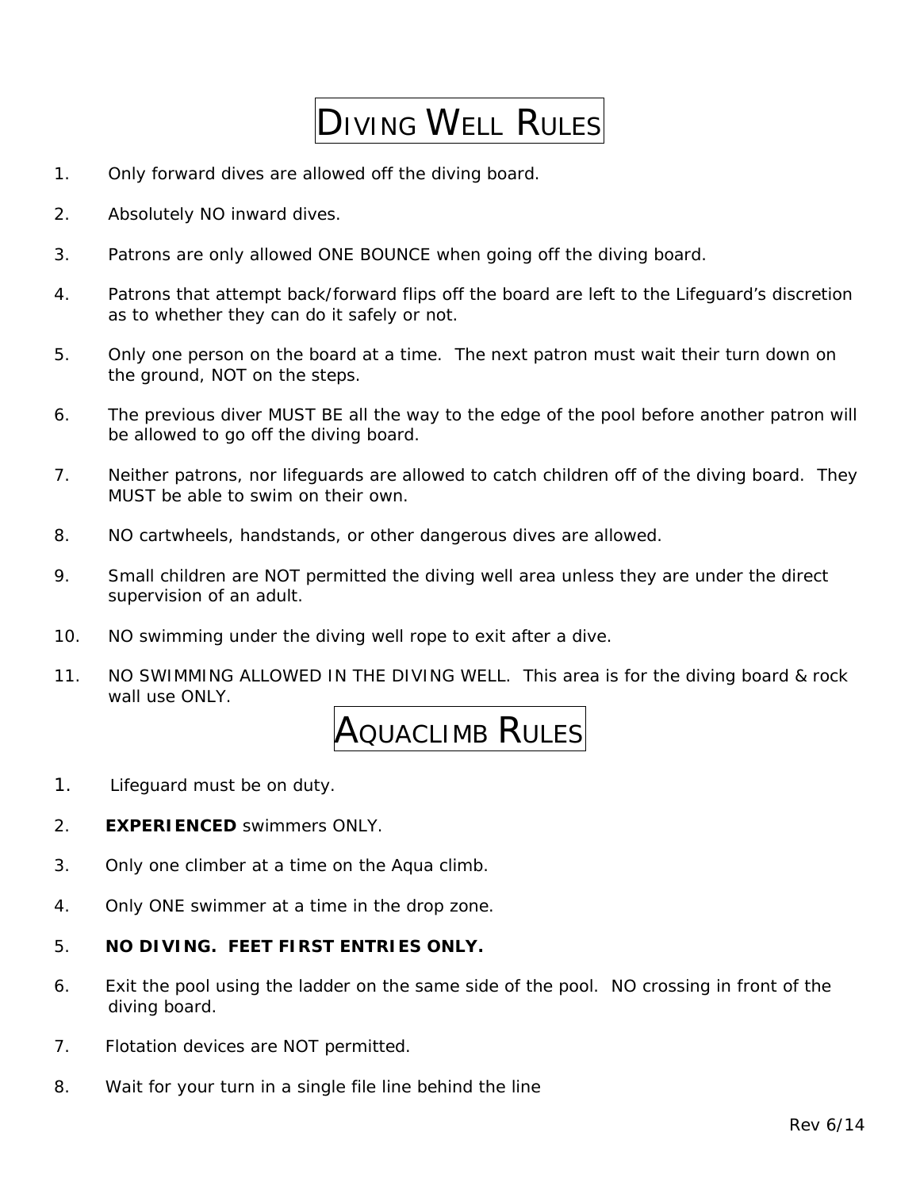# DIVING WELL RULES

1. Only forward dives are allowed off the diving board.
2. Absolutely NO inward dives.
3. Patrons are only allowed ONE BOUNCE when going off the diving board.
4. Patrons that attempt back/forward flips off the board are left to the Lifeguard's discretion as to whether they can do it safely or not.
5. Only one person on the board at a time. The next patron must wait their turn down on the ground, NOT on the steps.
6. The previous diver MUST BE all the way to the edge of the pool before another patron will be allowed to go off the diving board.
7. Neither patrons, nor lifeguards are allowed to catch children off of the diving board. They MUST be able to swim on their own.
8. NO cartwheels, handstands, or other dangerous dives are allowed.
9. Small children are NOT permitted the diving well area unless they are under the direct supervision of an adult.
10. NO swimming under the diving well rope to exit after a dive.
11. NO SWIMMING ALLOWED IN THE DIVING WELL. This area is for the diving board & rock wall use ONLY.

# AQUACLIMB RULES

1. Lifeguard must be on duty.
2. **EXPERIENCED** swimmers ONLY.
3. Only one climber at a time on the Aqua climb.
4. Only ONE swimmer at a time in the drop zone.
5. **NO DIVING. FEET FIRST ENTRIES ONLY.**
6. Exit the pool using the ladder on the same side of the pool. NO crossing in front of the diving board.
7. Flotation devices are NOT permitted.
8. Wait for your turn in a single file line behind the line

Rev 6/14